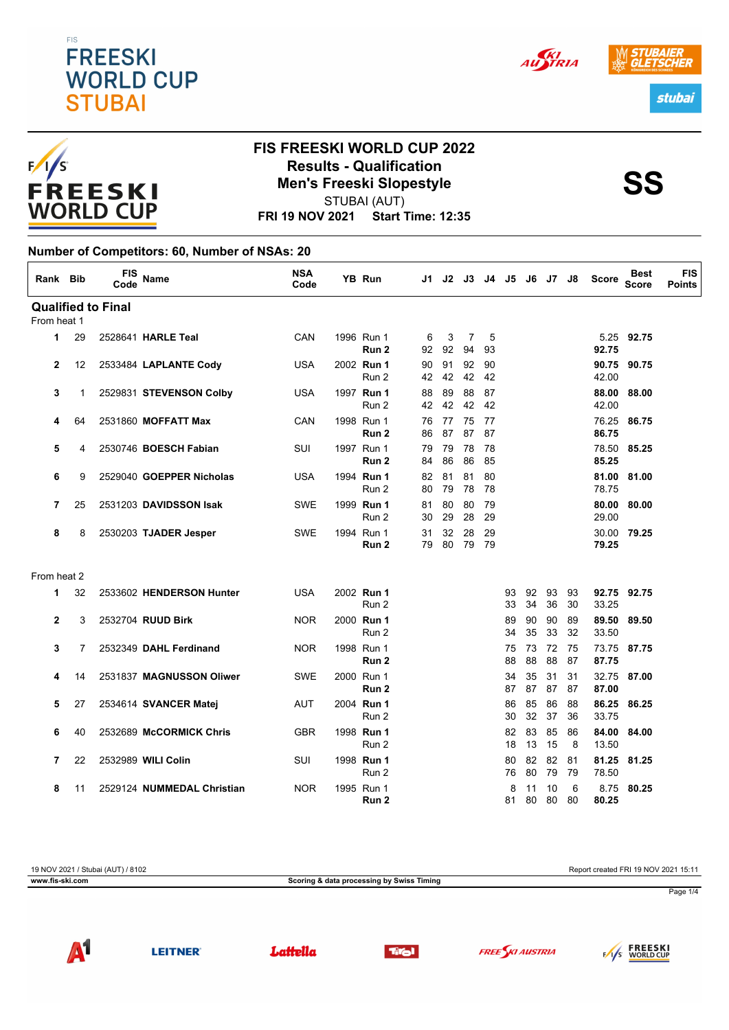FIS
# FREESKI WORLD CUP STUBAI

## FIS FREESKI WORLD CUP 2022
## Results - Qualification
## Men's Freeski Slopestyle

**SS**

STUBAI (AUT)

**FRI 19 NOV 2021 Start Time: 12:35**

### Number of Competitors: 60, Number of NSAs: 20

| Rank | Bib | FIS Code | Name | NSA Code | YB | Run | J1 | J2 | J3 | J4 | J5 | J6 | J7 | J8 | Score | Best Score | FIS Points |
|---|---|---|---|---|---|---|---|---|---|---|---|---|---|---|---|---|---|
| **Qualified to Final** | | | | | | | | | | | | | | | | | |
| From heat 1 | | | | | | | | | | | | | | | | | |
| 1 | 29 | 2528641 | **HARLE Teal** | CAN | 1996 | Run 1 | 6 | 3 | 7 | 5 | | | | | 5.25 | **92.75** | |
| | | | | | | **Run 2** | 92 | 92 | 94 | 93 | | | | | **92.75** | | |
| 2 | 12 | 2533484 | **LAPLANTE Cody** | USA | 2002 | **Run 1** | 90 | 91 | 92 | 90 | | | | | **90.75** | **90.75** | |
| | | | | | | Run 2 | 42 | 42 | 42 | 42 | | | | | 42.00 | | |
| 3 | 1 | 2529831 | **STEVENSON Colby** | USA | 1997 | **Run 1** | 88 | 89 | 88 | 87 | | | | | **88.00** | **88.00** | |
| | | | | | | Run 2 | 42 | 42 | 42 | 42 | | | | | 42.00 | | |
| 4 | 64 | 2531860 | **MOFFATT Max** | CAN | 1998 | Run 1 | 76 | 77 | 75 | 77 | | | | | 76.25 | **86.75** | |
| | | | | | | **Run 2** | 86 | 87 | 87 | 87 | | | | | **86.75** | | |
| 5 | 4 | 2530746 | **BOESCH Fabian** | SUI | 1997 | Run 1 | 79 | 79 | 78 | 78 | | | | | 78.50 | **85.25** | |
| | | | | | | **Run 2** | 84 | 86 | 86 | 85 | | | | | **85.25** | | |
| 6 | 9 | 2529040 | **GOEPPER Nicholas** | USA | 1994 | **Run 1** | 82 | 81 | 81 | 80 | | | | | **81.00** | **81.00** | |
| | | | | | | Run 2 | 80 | 79 | 78 | 78 | | | | | 78.75 | | |
| 7 | 25 | 2531203 | **DAVIDSSON Isak** | SWE | 1999 | **Run 1** | 81 | 80 | 80 | 79 | | | | | **80.00** | **80.00** | |
| | | | | | | Run 2 | 30 | 29 | 28 | 29 | | | | | 29.00 | | |
| 8 | 8 | 2530203 | **TJADER Jesper** | SWE | 1994 | Run 1 | 31 | 32 | 28 | 29 | | | | | 30.00 | **79.25** | |
| | | | | | | **Run 2** | 79 | 80 | 79 | 79 | | | | | **79.25** | | |
| From heat 2 | | | | | | | | | | | | | | | | | |
| 1 | 32 | 2533602 | **HENDERSON Hunter** | USA | 2002 | **Run 1** | | | | | 93 | 92 | 93 | 93 | **92.75** | **92.75** | |
| | | | | | | Run 2 | | | | | 33 | 34 | 36 | 30 | 33.25 | | |
| 2 | 3 | 2532704 | **RUUD Birk** | NOR | 2000 | **Run 1** | | | | | 89 | 90 | 90 | 89 | **89.50** | **89.50** | |
| | | | | | | Run 2 | | | | | 34 | 35 | 33 | 32 | 33.50 | | |
| 3 | 7 | 2532349 | **DAHL Ferdinand** | NOR | 1998 | Run 1 | | | | | 75 | 73 | 72 | 75 | 73.75 | **87.75** | |
| | | | | | | **Run 2** | | | | | 88 | 88 | 88 | 87 | **87.75** | | |
| 4 | 14 | 2531837 | **MAGNUSSON Oliwer** | SWE | 2000 | Run 1 | | | | | 34 | 35 | 31 | 31 | 32.75 | **87.00** | |
| | | | | | | **Run 2** | | | | | 87 | 87 | 87 | 87 | **87.00** | | |
| 5 | 27 | 2534614 | **SVANCER Matej** | AUT | 2004 | **Run 1** | | | | | 86 | 85 | 86 | 88 | **86.25** | **86.25** | |
| | | | | | | Run 2 | | | | | 30 | 32 | 37 | 36 | 33.75 | | |
| 6 | 40 | 2532689 | **McCORMICK Chris** | GBR | 1998 | **Run 1** | | | | | 82 | 83 | 85 | 86 | **84.00** | **84.00** | |
| | | | | | | Run 2 | | | | | 18 | 13 | 15 | 8 | 13.50 | | |
| 7 | 22 | 2532989 | **WILI Colin** | SUI | 1998 | **Run 1** | | | | | 80 | 82 | 82 | 81 | **81.25** | **81.25** | |
| | | | | | | Run 2 | | | | | 76 | 80 | 79 | 79 | 78.50 | | |
| 8 | 11 | 2529124 | **NUMMEDAL Christian** | NOR | 1995 | Run 1 | | | | | 8 | 11 | 10 | 6 | 8.75 | **80.25** | |
| | | | | | | **Run 2** | | | | | 81 | 80 | 80 | 80 | **80.25** | | |

19 NOV 2021 / Stubai (AUT) / 8102 — Report created FRI 19 NOV 2021 15:11

www.fis-ski.com — Scoring & data processing by Swiss Timing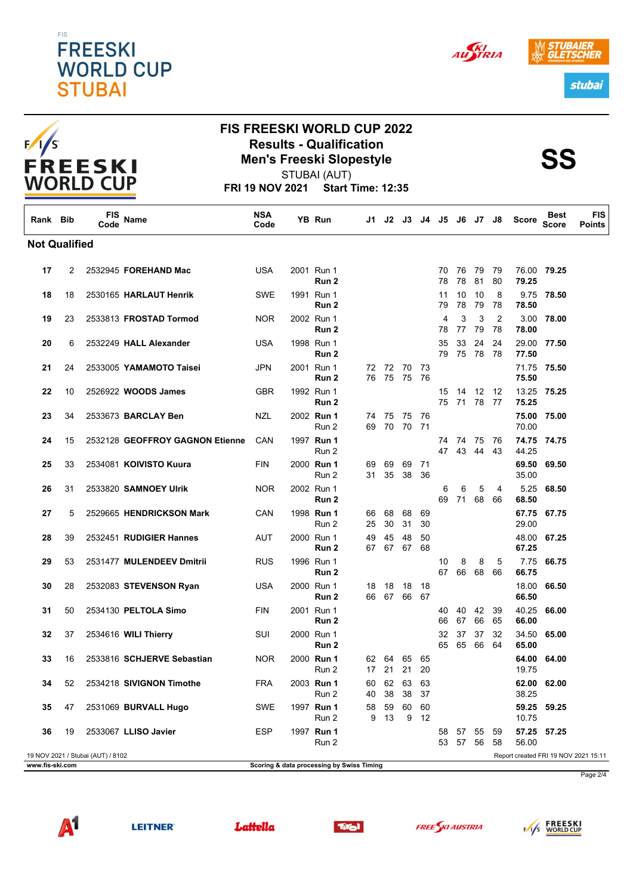# FIS FREESKI WORLD CUP 2022

## Results - Qualification

## Men's Freeski Slopestyle

STUBAI (AUT)

**FRI 19 NOV 2021 Start Time: 12:35**

**SS**

| Rank | Bib | FIS Code | Name | NSA Code | YB | Run | J1 | J2 | J3 | J4 | J5 | J6 | J7 | J8 | Score | Best Score | FIS Points |
|---|---|---|---|---|---|---|---|---|---|---|---|---|---|---|---|---|---|
| **Not Qualified** | | | | | | | | | | | | | | | | | |
| 17 | 2 | 2532945 | **FOREHAND Mac** | USA | 2001 | Run 1 | | | | | 70 | 76 | 79 | 79 | 76.00 | **79.25** | |
| | | | | | | **Run 2** | | | | | 78 | 78 | 81 | 80 | **79.25** | | |
| 18 | 18 | 2530165 | **HARLAUT Henrik** | SWE | 1991 | Run 1 | | | | | 11 | 10 | 10 | 8 | 9.75 | **78.50** | |
| | | | | | | **Run 2** | | | | | 79 | 78 | 79 | 78 | **78.50** | | |
| 19 | 23 | 2533813 | **FROSTAD Tormod** | NOR | 2002 | Run 1 | | | | | 4 | 3 | 3 | 2 | 3.00 | **78.00** | |
| | | | | | | **Run 2** | | | | | 78 | 77 | 79 | 78 | **78.00** | | |
| 20 | 6 | 2532249 | **HALL Alexander** | USA | 1998 | Run 1 | | | | | 35 | 33 | 24 | 24 | 29.00 | **77.50** | |
| | | | | | | **Run 2** | | | | | 79 | 75 | 78 | 78 | **77.50** | | |
| 21 | 24 | 2533005 | **YAMAMOTO Taisei** | JPN | 2001 | Run 1 | 72 | 72 | 70 | 73 | | | | | 71.75 | **75.50** | |
| | | | | | | **Run 2** | 76 | 75 | 75 | 76 | | | | | **75.50** | | |
| 22 | 10 | 2526922 | **WOODS James** | GBR | 1992 | Run 1 | | | | | 15 | 14 | 12 | 12 | 13.25 | **75.25** | |
| | | | | | | **Run 2** | | | | | 75 | 71 | 78 | 77 | **75.25** | | |
| 23 | 34 | 2533673 | **BARCLAY Ben** | NZL | 2002 | **Run 1** | 74 | 75 | 75 | 76 | | | | | **75.00** | **75.00** | |
| | | | | | | Run 2 | 69 | 70 | 70 | 71 | | | | | 70.00 | | |
| 24 | 15 | 2532128 | **GEOFFROY GAGNON Etienne** | CAN | 1997 | **Run 1** | | | | | 74 | 74 | 75 | 76 | **74.75** | **74.75** | |
| | | | | | | Run 2 | | | | | 47 | 43 | 44 | 43 | 44.25 | | |
| 25 | 33 | 2534081 | **KOIVISTO Kuura** | FIN | 2000 | **Run 1** | 69 | 69 | 69 | 71 | | | | | **69.50** | **69.50** | |
| | | | | | | Run 2 | 31 | 35 | 38 | 36 | | | | | 35.00 | | |
| 26 | 31 | 2533820 | **SAMNOEY Ulrik** | NOR | 2002 | Run 1 | | | | | 6 | 6 | 5 | 4 | 5.25 | **68.50** | |
| | | | | | | **Run 2** | | | | | 69 | 71 | 68 | 66 | **68.50** | | |
| 27 | 5 | 2529665 | **HENDRICKSON Mark** | CAN | 1998 | **Run 1** | 66 | 68 | 68 | 69 | | | | | **67.75** | **67.75** | |
| | | | | | | Run 2 | 25 | 30 | 31 | 30 | | | | | 29.00 | | |
| 28 | 39 | 2532451 | **RUDIGIER Hannes** | AUT | 2000 | Run 1 | 49 | 45 | 48 | 50 | | | | | 48.00 | **67.25** | |
| | | | | | | **Run 2** | 67 | 67 | 67 | 68 | | | | | **67.25** | | |
| 29 | 53 | 2531477 | **MULENDEEV Dmitrii** | RUS | 1996 | Run 1 | | | | | 10 | 8 | 8 | 5 | 7.75 | **66.75** | |
| | | | | | | **Run 2** | | | | | 67 | 66 | 68 | 66 | **66.75** | | |
| 30 | 28 | 2532083 | **STEVENSON Ryan** | USA | 2000 | Run 1 | 18 | 18 | 18 | 18 | | | | | 18.00 | **66.50** | |
| | | | | | | **Run 2** | 66 | 67 | 66 | 67 | | | | | **66.50** | | |
| 31 | 50 | 2534130 | **PELTOLA Simo** | FIN | 2001 | Run 1 | | | | | 40 | 40 | 42 | 39 | 40.25 | **66.00** | |
| | | | | | | **Run 2** | | | | | 66 | 67 | 66 | 65 | **66.00** | | |
| 32 | 37 | 2534616 | **WILI Thierry** | SUI | 2000 | Run 1 | | | | | 32 | 37 | 37 | 32 | 34.50 | **65.00** | |
| | | | | | | **Run 2** | | | | | 65 | 65 | 66 | 64 | **65.00** | | |
| 33 | 16 | 2533816 | **SCHJERVE Sebastian** | NOR | 2000 | **Run 1** | 62 | 64 | 65 | 65 | | | | | **64.00** | **64.00** | |
| | | | | | | Run 2 | 17 | 21 | 21 | 20 | | | | | 19.75 | | |
| 34 | 52 | 2534218 | **SIVIGNON Timothe** | FRA | 2003 | **Run 1** | 60 | 62 | 63 | 63 | | | | | **62.00** | **62.00** | |
| | | | | | | Run 2 | 40 | 38 | 38 | 37 | | | | | 38.25 | | |
| 35 | 47 | 2531069 | **BURVALL Hugo** | SWE | 1997 | **Run 1** | 58 | 59 | 60 | 60 | | | | | **59.25** | **59.25** | |
| | | | | | | Run 2 | 9 | 13 | 9 | 12 | | | | | 10.75 | | |
| 36 | 19 | 2533067 | **LLISO Javier** | ESP | 1997 | **Run 1** | | | | | 58 | 57 | 55 | 59 | **57.25** | **57.25** | |
| | | | | | | Run 2 | | | | | 53 | 57 | 56 | 58 | 56.00 | | |

19 NOV 2021 / Stubai (AUT) / 8102

Report created FRI 19 NOV 2021 15:11

www.fis-ski.com

Scoring & data processing by Swiss Timing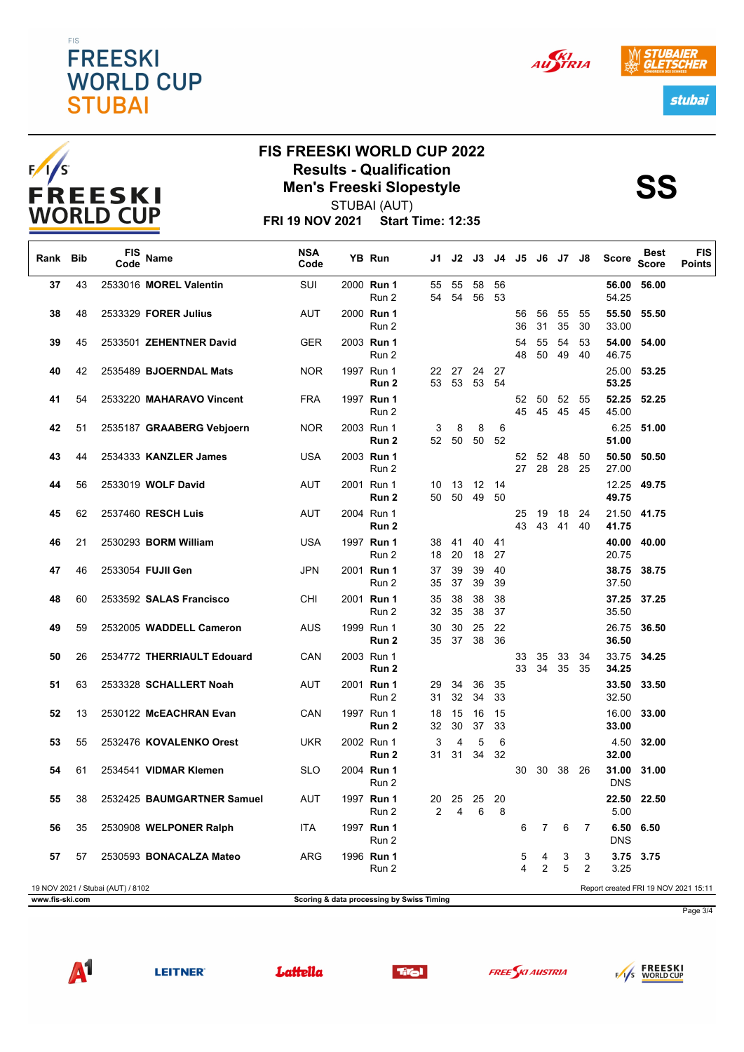# FIS FREESKI WORLD CUP 2022

## Results - Qualification

## Men's Freeski Slopestyle

**SS**

STUBAI (AUT)

**FRI 19 NOV 2021 Start Time: 12:35**

| Rank | Bib | FIS Code | Name | NSA Code | YB | Run | J1 | J2 | J3 | J4 | J5 | J6 | J7 | J8 | Score | Best Score | FIS Points |
|---|---|---|---|---|---|---|---|---|---|---|---|---|---|---|---|---|---|
| 37 | 43 | 2533016 | **MOREL Valentin** | SUI | 2000 | **Run 1** | 55 | 55 | 58 | 56 | | | | | **56.00** | **56.00** | |
| | | | | | | Run 2 | 54 | 54 | 56 | 53 | | | | | 54.25 | | |
| 38 | 48 | 2533329 | **FORER Julius** | AUT | 2000 | **Run 1** | | | | | 56 | 56 | 55 | 55 | **55.50** | **55.50** | |
| | | | | | | Run 2 | | | | | 36 | 31 | 35 | 30 | 33.00 | | |
| 39 | 45 | 2533501 | **ZEHENTNER David** | GER | 2003 | **Run 1** | | | | | 54 | 55 | 54 | 53 | **54.00** | **54.00** | |
| | | | | | | Run 2 | | | | | 48 | 50 | 49 | 40 | 46.75 | | |
| 40 | 42 | 2535489 | **BJOERNDAL Mats** | NOR | 1997 | Run 1 | 22 | 27 | 24 | 27 | | | | | 25.00 | **53.25** | |
| | | | | | | **Run 2** | 53 | 53 | 53 | 54 | | | | | **53.25** | | |
| 41 | 54 | 2533220 | **MAHARAVO Vincent** | FRA | 1997 | **Run 1** | | | | | 52 | 50 | 52 | 55 | **52.25** | **52.25** | |
| | | | | | | Run 2 | | | | | 45 | 45 | 45 | 45 | 45.00 | | |
| 42 | 51 | 2535187 | **GRAABERG Vebjoern** | NOR | 2003 | Run 1 | 3 | 8 | 8 | 6 | | | | | 6.25 | **51.00** | |
| | | | | | | **Run 2** | 52 | 50 | 50 | 52 | | | | | **51.00** | | |
| 43 | 44 | 2534333 | **KANZLER James** | USA | 2003 | **Run 1** | | | | | 52 | 52 | 48 | 50 | **50.50** | **50.50** | |
| | | | | | | Run 2 | | | | | 27 | 28 | 28 | 25 | 27.00 | | |
| 44 | 56 | 2533019 | **WOLF David** | AUT | 2001 | Run 1 | 10 | 13 | 12 | 14 | | | | | 12.25 | **49.75** | |
| | | | | | | **Run 2** | 50 | 50 | 49 | 50 | | | | | **49.75** | | |
| 45 | 62 | 2537460 | **RESCH Luis** | AUT | 2004 | Run 1 | | | | | 25 | 19 | 18 | 24 | 21.50 | **41.75** | |
| | | | | | | **Run 2** | | | | | 43 | 43 | 41 | 40 | **41.75** | | |
| 46 | 21 | 2530293 | **BORM William** | USA | 1997 | **Run 1** | 38 | 41 | 40 | 41 | | | | | **40.00** | **40.00** | |
| | | | | | | Run 2 | 18 | 20 | 18 | 27 | | | | | 20.75 | | |
| 47 | 46 | 2533054 | **FUJII Gen** | JPN | 2001 | **Run 1** | 37 | 39 | 39 | 40 | | | | | **38.75** | **38.75** | |
| | | | | | | Run 2 | 35 | 37 | 39 | 39 | | | | | 37.50 | | |
| 48 | 60 | 2533592 | **SALAS Francisco** | CHI | 2001 | **Run 1** | 35 | 38 | 38 | 38 | | | | | **37.25** | **37.25** | |
| | | | | | | Run 2 | 32 | 35 | 38 | 37 | | | | | 35.50 | | |
| 49 | 59 | 2532005 | **WADDELL Cameron** | AUS | 1999 | Run 1 | 30 | 30 | 25 | 22 | | | | | 26.75 | **36.50** | |
| | | | | | | **Run 2** | 35 | 37 | 38 | 36 | | | | | **36.50** | | |
| 50 | 26 | 2534772 | **THERRIAULT Edouard** | CAN | 2003 | Run 1 | | | | | 33 | 35 | 33 | 34 | 33.75 | **34.25** | |
| | | | | | | **Run 2** | | | | | 33 | 34 | 35 | 35 | **34.25** | | |
| 51 | 63 | 2533328 | **SCHALLERT Noah** | AUT | 2001 | **Run 1** | 29 | 34 | 36 | 35 | | | | | **33.50** | **33.50** | |
| | | | | | | Run 2 | 31 | 32 | 34 | 33 | | | | | 32.50 | | |
| 52 | 13 | 2530122 | **McEACHRAN Evan** | CAN | 1997 | Run 1 | 18 | 15 | 16 | 15 | | | | | 16.00 | **33.00** | |
| | | | | | | **Run 2** | 32 | 30 | 37 | 33 | | | | | **33.00** | | |
| 53 | 55 | 2532476 | **KOVALENKO Orest** | UKR | 2002 | Run 1 | 3 | 4 | 5 | 6 | | | | | 4.50 | **32.00** | |
| | | | | | | **Run 2** | 31 | 31 | 34 | 32 | | | | | **32.00** | | |
| 54 | 61 | 2534541 | **VIDMAR Klemen** | SLO | 2004 | **Run 1** | | | | | 30 | 30 | 38 | 26 | **31.00** | **31.00** | |
| | | | | | | Run 2 | | | | | | | | | DNS | | |
| 55 | 38 | 2532425 | **BAUMGARTNER Samuel** | AUT | 1997 | **Run 1** | 20 | 25 | 25 | 20 | | | | | **22.50** | **22.50** | |
| | | | | | | Run 2 | 2 | 4 | 6 | 8 | | | | | 5.00 | | |
| 56 | 35 | 2530908 | **WELPONER Ralph** | ITA | 1997 | **Run 1** | | | | | 6 | 7 | 6 | 7 | **6.50** | **6.50** | |
| | | | | | | Run 2 | | | | | | | | | DNS | | |
| 57 | 57 | 2530593 | **BONACALZA Mateo** | ARG | 1996 | **Run 1** | | | | | 5 | 4 | 3 | 3 | **3.75** | **3.75** | |
| | | | | | | Run 2 | | | | | 4 | 2 | 5 | 2 | 3.25 | | |

19 NOV 2021 / Stubai (AUT) / 8102

Report created FRI 19 NOV 2021 15:11

www.fis-ski.com

Scoring & data processing by Swiss Timing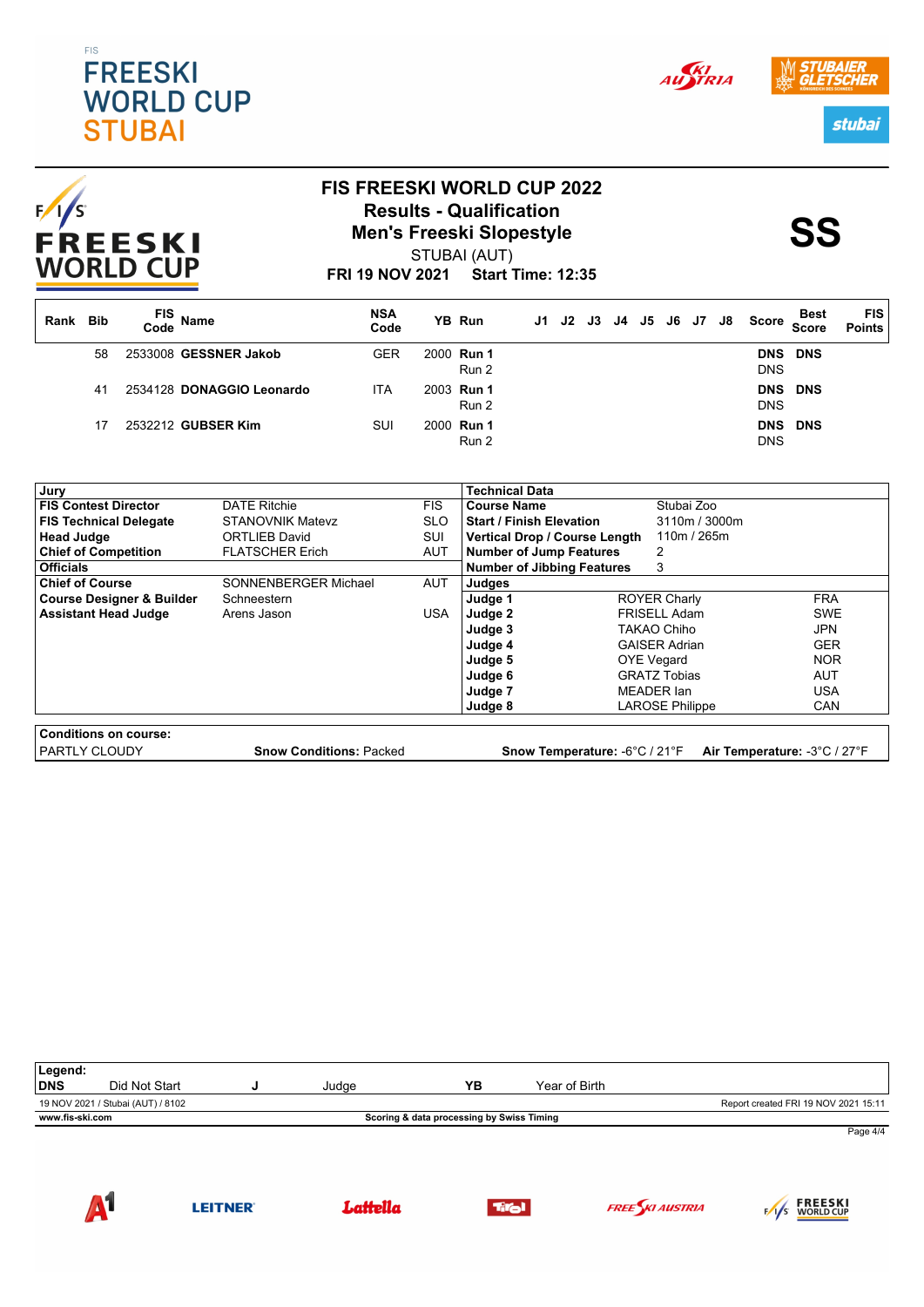# FIS FREESKI WORLD CUP 2022

## Results - Qualification

## Men's Freeski Slopestyle

STUBAI (AUT)

**FRI 19 NOV 2021 Start Time: 12:35**

**SS**

| Rank | Bib | FIS Code | Name | NSA Code | YB | Run | J1 | J2 | J3 | J4 | J5 | J6 | J7 | J8 | Score | Best Score | FIS Points |
|---|---|---|---|---|---|---|---|---|---|---|---|---|---|---|---|---|---|
| | 58 | 2533008 | **GESSNER Jakob** | GER | 2000 | **Run 1** | | | | | | | | | **DNS** | **DNS** | |
| | | | | | | Run 2 | | | | | | | | | DNS | | |
| | 41 | 2534128 | **DONAGGIO Leonardo** | ITA | 2003 | **Run 1** | | | | | | | | | **DNS** | **DNS** | |
| | | | | | | Run 2 | | | | | | | | | DNS | | |
| | 17 | 2532212 | **GUBSER Kim** | SUI | 2000 | **Run 1** | | | | | | | | | **DNS** | **DNS** | |
| | | | | | | Run 2 | | | | | | | | | DNS | | |

| Jury | | |
|---|---|---|
| **FIS Contest Director** | DATE Ritchie | FIS |
| **FIS Technical Delegate** | STANOVNIK Matevz | SLO |
| **Head Judge** | ORTLIEB David | SUI |
| **Chief of Competition** | FLATSCHER Erich | AUT |
| **Officials** | | |
| **Chief of Course** | SONNENBERGER Michael | AUT |
| **Course Designer & Builder** | Schneestern | |
| **Assistant Head Judge** | Arens Jason | USA |

| Technical Data | |
|---|---|
| **Course Name** | Stubai Zoo |
| **Start / Finish Elevation** | 3110m / 3000m |
| **Vertical Drop / Course Length** | 110m / 265m |
| **Number of Jump Features** | 2 |
| **Number of Jibbing Features** | 3 |

| Judges | | |
|---|---|---|
| **Judge 1** | ROYER Charly | FRA |
| **Judge 2** | FRISELL Adam | SWE |
| **Judge 3** | TAKAO Chiho | JPN |
| **Judge 4** | GAISER Adrian | GER |
| **Judge 5** | OYE Vegard | NOR |
| **Judge 6** | GRATZ Tobias | AUT |
| **Judge 7** | MEADER Ian | USA |
| **Judge 8** | LAROSE Philippe | CAN |

**Conditions on course:**
PARTLY CLOUDY | **Snow Conditions:** Packed | **Snow Temperature:** -6°C / 21°F | **Air Temperature:** -3°C / 27°F

**Legend:**
**DNS** Did Not Start | **J** Judge | **YB** Year of Birth

19 NOV 2021 / Stubai (AUT) / 8102 | Report created FRI 19 NOV 2021 15:11

www.fis-ski.com | Scoring & data processing by Swiss Timing